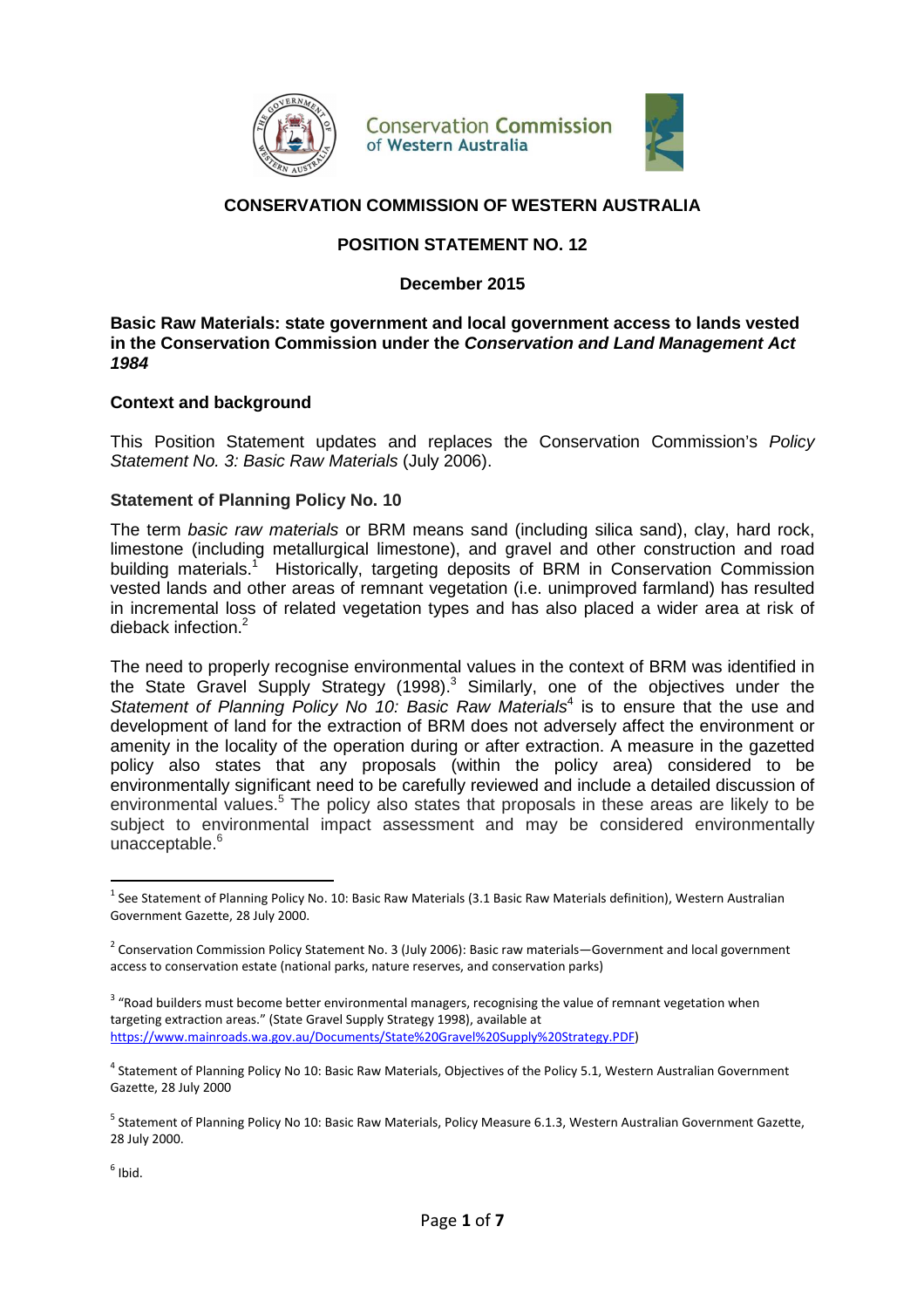**CONSERVATION COMMISSION OF WESTERN AUSTRALIA**

**POSITION STATEMENT NO. 12**

**December 2015**

**Basic Raw Materials: state government and local government access to lands vested in the Conservation Commission under the *Conservation and Land Management Act 1984***

## Context and background

This Position Statement updates and replaces the Conservation Commission's *Policy Statement No. 3: Basic Raw Materials* (July 2006).

### Statement of Planning Policy No. 10

The term *basic raw materials* or BRM means sand (including silica sand), clay, hard rock, limestone (including metallurgical limestone), and gravel and other construction and road building materials.[1] Historically, targeting deposits of BRM in Conservation Commission vested lands and other areas of remnant vegetation (i.e. unimproved farmland) has resulted in incremental loss of related vegetation types and has also placed a wider area at risk of dieback infection.[2]

The need to properly recognise environmental values in the context of BRM was identified in the State Gravel Supply Strategy (1998).[3] Similarly, one of the objectives under the *Statement of Planning Policy No 10: Basic Raw Materials*[4] is to ensure that the use and development of land for the extraction of BRM does not adversely affect the environment or amenity in the locality of the operation during or after extraction. A measure in the gazetted policy also states that any proposals (within the policy area) considered to be environmentally significant need to be carefully reviewed and include a detailed discussion of environmental values.[5] The policy also states that proposals in these areas are likely to be subject to environmental impact assessment and may be considered environmentally unacceptable.[6]

---

[1] See Statement of Planning Policy No. 10: Basic Raw Materials (3.1 Basic Raw Materials definition), Western Australian Government Gazette, 28 July 2000.

[2] Conservation Commission Policy Statement No. 3 (July 2006): Basic raw materials—Government and local government access to conservation estate (national parks, nature reserves, and conservation parks)

[3] "Road builders must become better environmental managers, recognising the value of remnant vegetation when targeting extraction areas." (State Gravel Supply Strategy 1998), available at https://www.mainroads.wa.gov.au/Documents/State%20Gravel%20Supply%20Strategy.PDF)

[4] Statement of Planning Policy No 10: Basic Raw Materials, Objectives of the Policy 5.1, Western Australian Government Gazette, 28 July 2000

[5] Statement of Planning Policy No 10: Basic Raw Materials, Policy Measure 6.1.3, Western Australian Government Gazette, 28 July 2000.

[6] Ibid.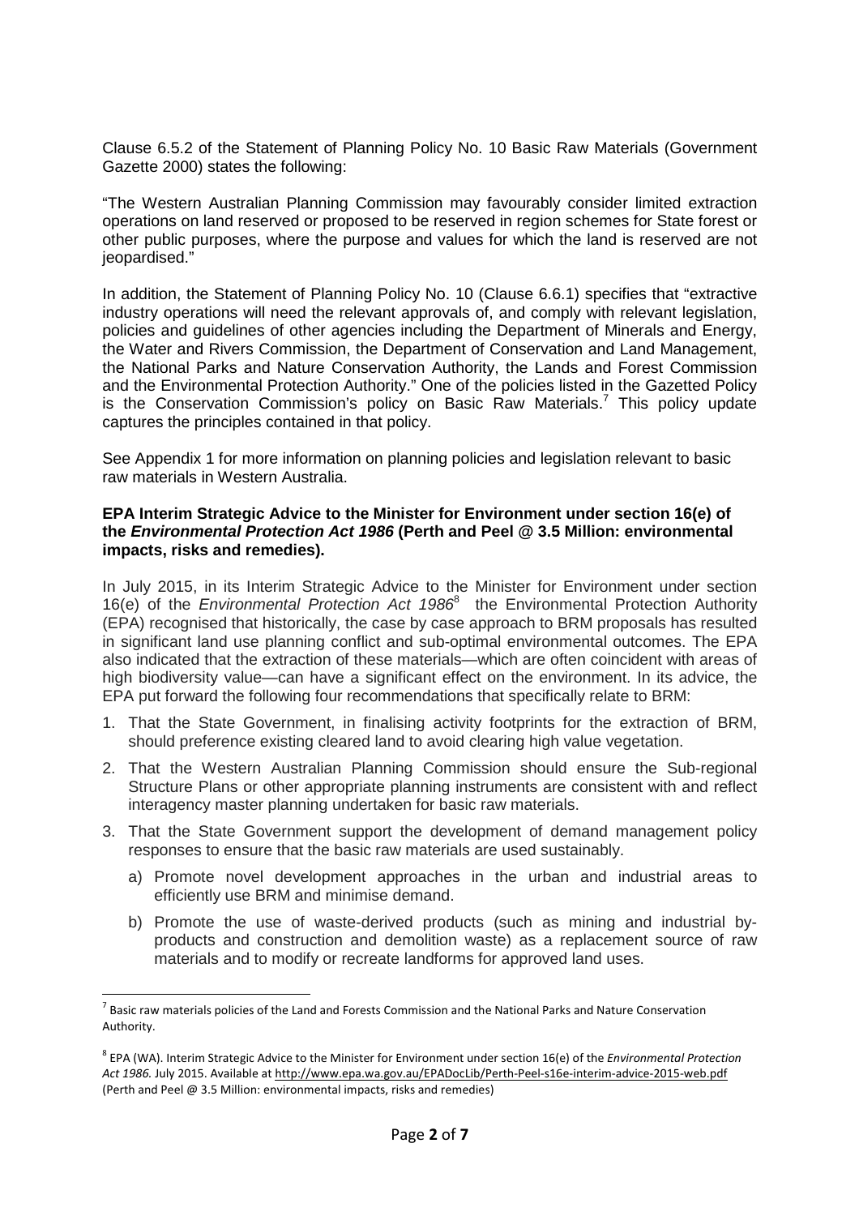Clause 6.5.2 of the Statement of Planning Policy No. 10 Basic Raw Materials (Government Gazette 2000) states the following:

"The Western Australian Planning Commission may favourably consider limited extraction operations on land reserved or proposed to be reserved in region schemes for State forest or other public purposes, where the purpose and values for which the land is reserved are not jeopardised."

In addition, the Statement of Planning Policy No. 10 (Clause 6.6.1) specifies that "extractive industry operations will need the relevant approvals of, and comply with relevant legislation, policies and guidelines of other agencies including the Department of Minerals and Energy, the Water and Rivers Commission, the Department of Conservation and Land Management, the National Parks and Nature Conservation Authority, the Lands and Forest Commission and the Environmental Protection Authority." One of the policies listed in the Gazetted Policy is the Conservation Commission's policy on Basic Raw Materials.[7] This policy update captures the principles contained in that policy.

See Appendix 1 for more information on planning policies and legislation relevant to basic raw materials in Western Australia.

**EPA Interim Strategic Advice to the Minister for Environment under section 16(e) of the *Environmental Protection Act 1986* (Perth and Peel @ 3.5 Million: environmental impacts, risks and remedies).**

In July 2015, in its Interim Strategic Advice to the Minister for Environment under section 16(e) of the *Environmental Protection Act 1986*[8] the Environmental Protection Authority (EPA) recognised that historically, the case by case approach to BRM proposals has resulted in significant land use planning conflict and sub-optimal environmental outcomes. The EPA also indicated that the extraction of these materials—which are often coincident with areas of high biodiversity value—can have a significant effect on the environment. In its advice, the EPA put forward the following four recommendations that specifically relate to BRM:

1. That the State Government, in finalising activity footprints for the extraction of BRM, should preference existing cleared land to avoid clearing high value vegetation.
2. That the Western Australian Planning Commission should ensure the Sub-regional Structure Plans or other appropriate planning instruments are consistent with and reflect interagency master planning undertaken for basic raw materials.
3. That the State Government support the development of demand management policy responses to ensure that the basic raw materials are used sustainably.
   a) Promote novel development approaches in the urban and industrial areas to efficiently use BRM and minimise demand.
   b) Promote the use of waste-derived products (such as mining and industrial by-products and construction and demolition waste) as a replacement source of raw materials and to modify or recreate landforms for approved land uses.

---

[7] Basic raw materials policies of the Land and Forests Commission and the National Parks and Nature Conservation Authority.

[8] EPA (WA). Interim Strategic Advice to the Minister for Environment under section 16(e) of the *Environmental Protection Act 1986.* July 2015. Available at http://www.epa.wa.gov.au/EPADocLib/Perth-Peel-s16e-interim-advice-2015-web.pdf (Perth and Peel @ 3.5 Million: environmental impacts, risks and remedies)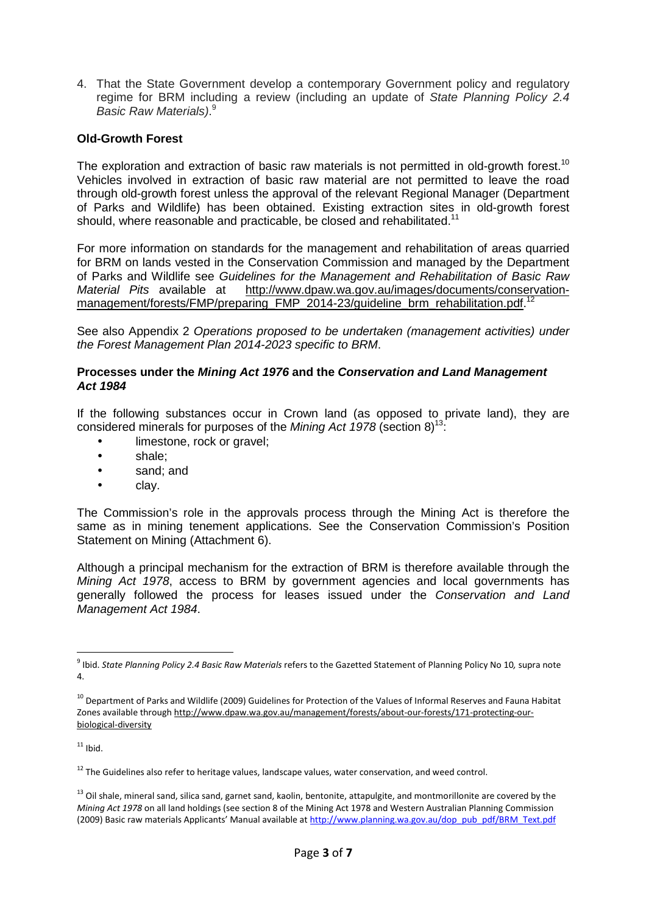4. That the State Government develop a contemporary Government policy and regulatory regime for BRM including a review (including an update of *State Planning Policy 2.4 Basic Raw Materials)*.[9]

**Old-Growth Forest**

The exploration and extraction of basic raw materials is not permitted in old-growth forest.[10] Vehicles involved in extraction of basic raw material are not permitted to leave the road through old-growth forest unless the approval of the relevant Regional Manager (Department of Parks and Wildlife) has been obtained. Existing extraction sites in old-growth forest should, where reasonable and practicable, be closed and rehabilitated.[11]

For more information on standards for the management and rehabilitation of areas quarried for BRM on lands vested in the Conservation Commission and managed by the Department of Parks and Wildlife see *Guidelines for the Management and Rehabilitation of Basic Raw Material Pits* available at http://www.dpaw.wa.gov.au/images/documents/conservation-management/forests/FMP/preparing_FMP_2014-23/guideline_brm_rehabilitation.pdf.[12]

See also Appendix 2 *Operations proposed to be undertaken (management activities) under the Forest Management Plan 2014-2023 specific to BRM*.

**Processes under the *Mining Act 1976* and the *Conservation and Land Management Act 1984***

If the following substances occur in Crown land (as opposed to private land), they are considered minerals for purposes of the *Mining Act 1978* (section 8)[13]:

- limestone, rock or gravel;
- shale;
- sand; and
- clay.

The Commission's role in the approvals process through the Mining Act is therefore the same as in mining tenement applications. See the Conservation Commission's Position Statement on Mining (Attachment 6).

Although a principal mechanism for the extraction of BRM is therefore available through the *Mining Act 1978*, access to BRM by government agencies and local governments has generally followed the process for leases issued under the *Conservation and Land Management Act 1984*.

---

[9] Ibid. *State Planning Policy 2.4 Basic Raw Materials* refers to the Gazetted Statement of Planning Policy No 10*,* supra note 4.

[10] Department of Parks and Wildlife (2009) Guidelines for Protection of the Values of Informal Reserves and Fauna Habitat Zones available through http://www.dpaw.wa.gov.au/management/forests/about-our-forests/171-protecting-our-biological-diversity

[11] Ibid.

[12] The Guidelines also refer to heritage values, landscape values, water conservation, and weed control.

[13] Oil shale, mineral sand, silica sand, garnet sand, kaolin, bentonite, attapulgite, and montmorillonite are covered by the *Mining Act 1978* on all land holdings (see section 8 of the Mining Act 1978 and Western Australian Planning Commission (2009) Basic raw materials Applicants' Manual available at http://www.planning.wa.gov.au/dop_pub_pdf/BRM_Text.pdf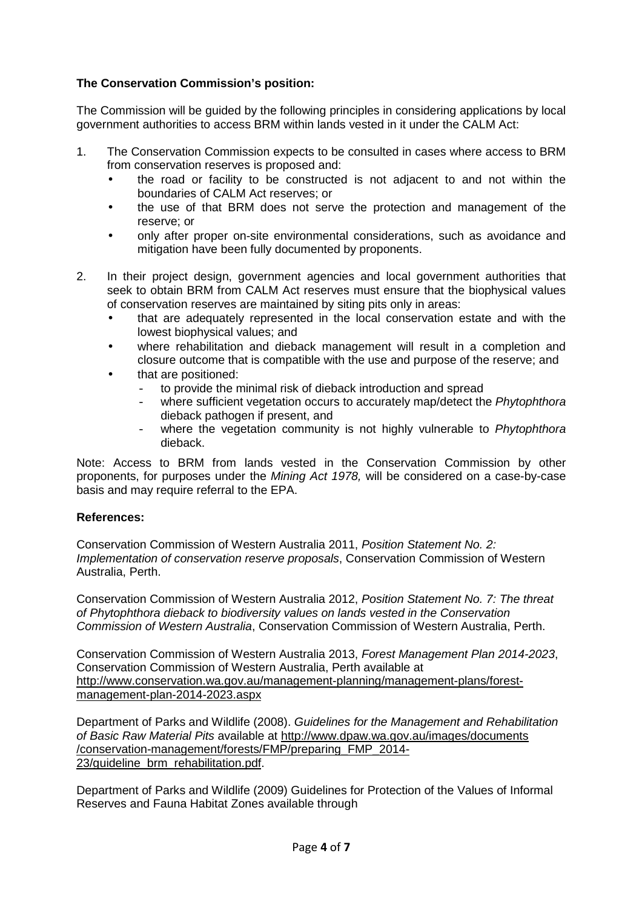**The Conservation Commission's position:**

The Commission will be guided by the following principles in considering applications by local government authorities to access BRM within lands vested in it under the CALM Act:

1. The Conservation Commission expects to be consulted in cases where access to BRM from conservation reserves is proposed and:
   - the road or facility to be constructed is not adjacent to and not within the boundaries of CALM Act reserves; or
   - the use of that BRM does not serve the protection and management of the reserve; or
   - only after proper on-site environmental considerations, such as avoidance and mitigation have been fully documented by proponents.

2. In their project design, government agencies and local government authorities that seek to obtain BRM from CALM Act reserves must ensure that the biophysical values of conservation reserves are maintained by siting pits only in areas:
   - that are adequately represented in the local conservation estate and with the lowest biophysical values; and
   - where rehabilitation and dieback management will result in a completion and closure outcome that is compatible with the use and purpose of the reserve; and
   - that are positioned:
     - to provide the minimal risk of dieback introduction and spread
     - where sufficient vegetation occurs to accurately map/detect the *Phytophthora* dieback pathogen if present, and
     - where the vegetation community is not highly vulnerable to *Phytophthora* dieback.

Note: Access to BRM from lands vested in the Conservation Commission by other proponents, for purposes under the *Mining Act 1978,* will be considered on a case-by-case basis and may require referral to the EPA.

**References:**

Conservation Commission of Western Australia 2011, *Position Statement No. 2: Implementation of conservation reserve proposals*, Conservation Commission of Western Australia, Perth.

Conservation Commission of Western Australia 2012, *Position Statement No. 7: The threat of Phytophthora dieback to biodiversity values on lands vested in the Conservation Commission of Western Australia*, Conservation Commission of Western Australia, Perth.

Conservation Commission of Western Australia 2013, *Forest Management Plan 2014-2023*, Conservation Commission of Western Australia, Perth available at http://www.conservation.wa.gov.au/management-planning/management-plans/forest-management-plan-2014-2023.aspx

Department of Parks and Wildlife (2008). *Guidelines for the Management and Rehabilitation of Basic Raw Material Pits* available at http://www.dpaw.wa.gov.au/images/documents/conservation-management/forests/FMP/preparing_FMP_2014-23/guideline_brm_rehabilitation.pdf.

Department of Parks and Wildlife (2009) Guidelines for Protection of the Values of Informal Reserves and Fauna Habitat Zones available through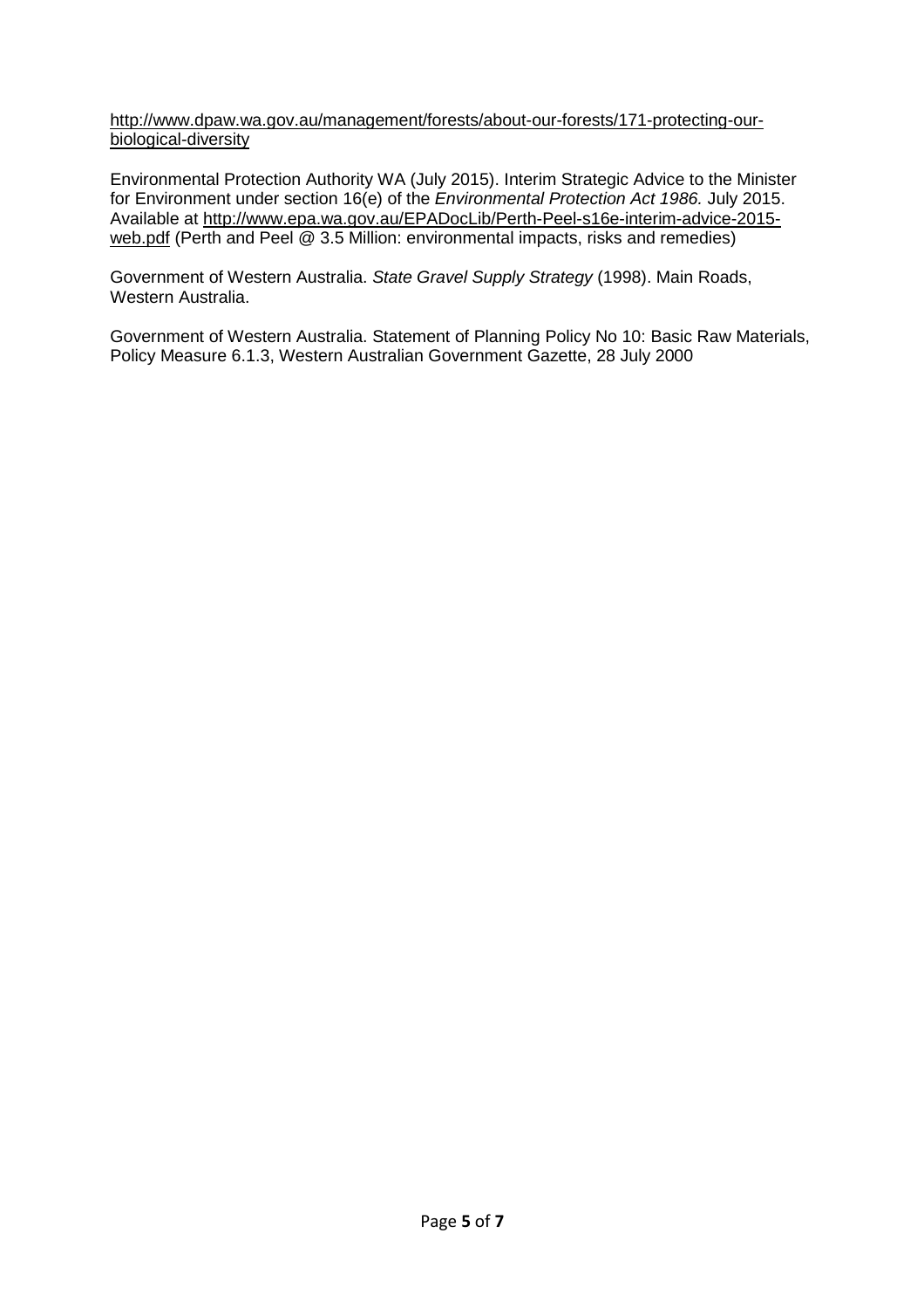http://www.dpaw.wa.gov.au/management/forests/about-our-forests/171-protecting-our-biological-diversity

Environmental Protection Authority WA (July 2015). Interim Strategic Advice to the Minister for Environment under section 16(e) of the *Environmental Protection Act 1986.* July 2015. Available at http://www.epa.wa.gov.au/EPADocLib/Perth-Peel-s16e-interim-advice-2015-web.pdf (Perth and Peel @ 3.5 Million: environmental impacts, risks and remedies)

Government of Western Australia. *State Gravel Supply Strategy* (1998). Main Roads, Western Australia.

Government of Western Australia. Statement of Planning Policy No 10: Basic Raw Materials, Policy Measure 6.1.3, Western Australian Government Gazette, 28 July 2000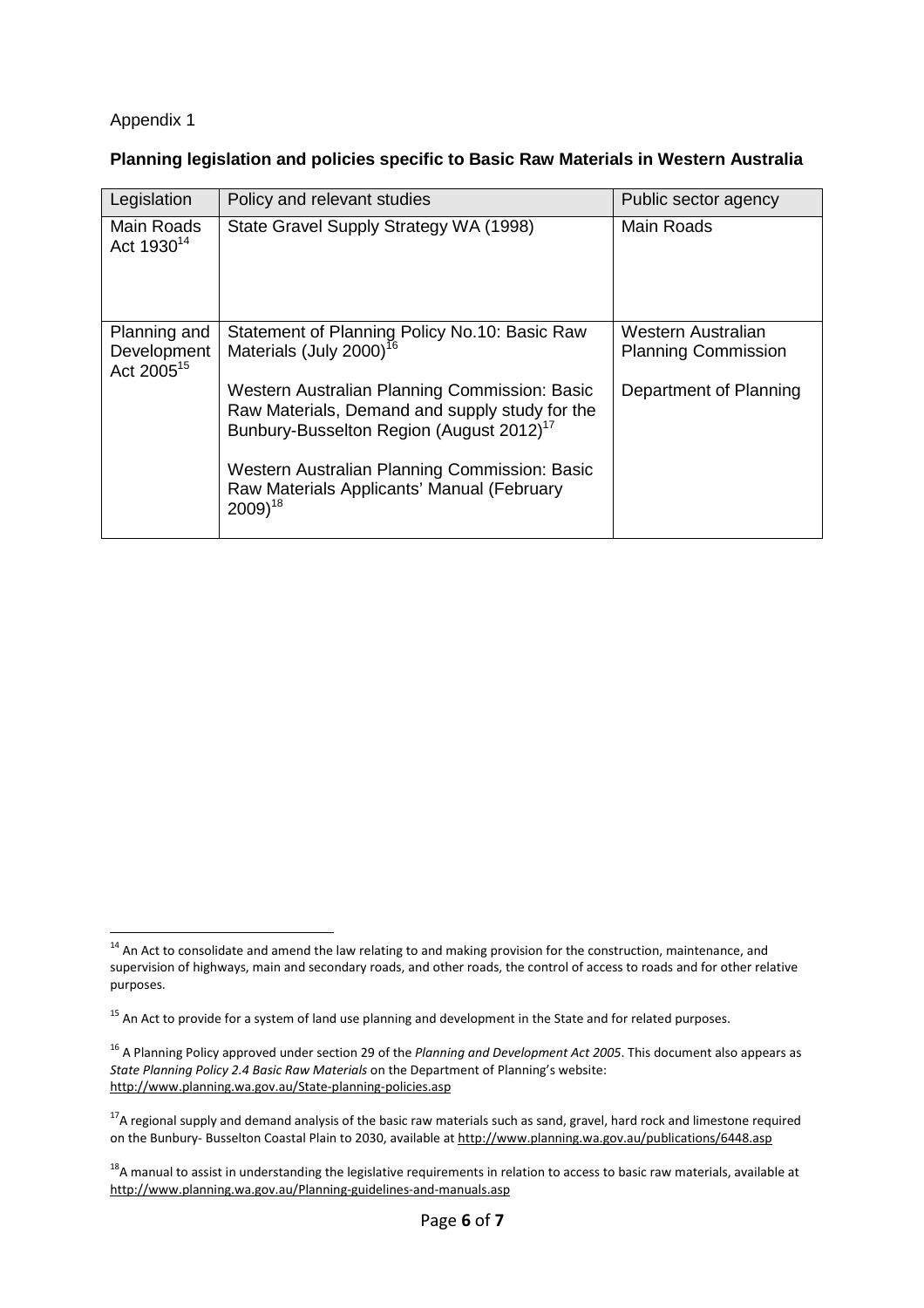Appendix 1

**Planning legislation and policies specific to Basic Raw Materials in Western Australia**

| Legislation | Policy and relevant studies | Public sector agency |
|---|---|---|
| Main Roads Act 1930[14] | State Gravel Supply Strategy WA (1998) | Main Roads |
| Planning and Development Act 2005[15] | Statement of Planning Policy No.10: Basic Raw Materials (July 2000)[16]<br><br>Western Australian Planning Commission: Basic Raw Materials, Demand and supply study for the Bunbury-Busselton Region (August 2012)[17]<br><br>Western Australian Planning Commission: Basic Raw Materials Applicants' Manual (February 2009)[18] | Western Australian Planning Commission<br><br>Department of Planning |

[14] An Act to consolidate and amend the law relating to and making provision for the construction, maintenance, and supervision of highways, main and secondary roads, and other roads, the control of access to roads and for other relative purposes.

[15] An Act to provide for a system of land use planning and development in the State and for related purposes.

[16] A Planning Policy approved under section 29 of the *Planning and Development Act 2005*. This document also appears as *State Planning Policy 2.4 Basic Raw Materials* on the Department of Planning's website: http://www.planning.wa.gov.au/State-planning-policies.asp

[17] A regional supply and demand analysis of the basic raw materials such as sand, gravel, hard rock and limestone required on the Bunbury- Busselton Coastal Plain to 2030, available at http://www.planning.wa.gov.au/publications/6448.asp

[18] A manual to assist in understanding the legislative requirements in relation to access to basic raw materials, available at http://www.planning.wa.gov.au/Planning-guidelines-and-manuals.asp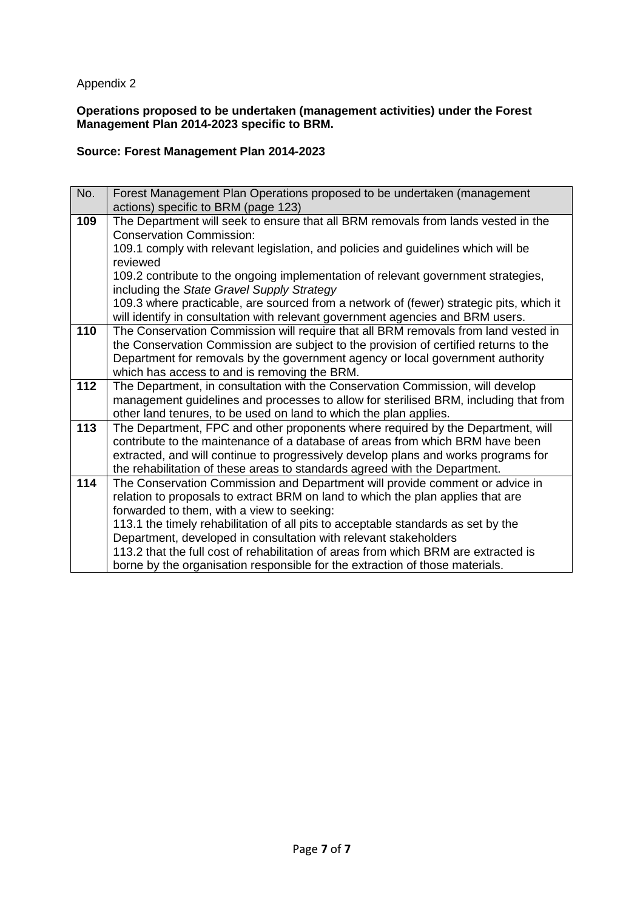Appendix 2

**Operations proposed to be undertaken (management activities) under the Forest Management Plan 2014-2023 specific to BRM.**

**Source: Forest Management Plan 2014-2023**

| No. | Forest Management Plan Operations proposed to be undertaken (management actions) specific to BRM (page 123) |
|---|---|
| **109** | The Department will seek to ensure that all BRM removals from lands vested in the Conservation Commission:<br>109.1 comply with relevant legislation, and policies and guidelines which will be reviewed<br>109.2 contribute to the ongoing implementation of relevant government strategies, including the *State Gravel Supply Strategy*<br>109.3 where practicable, are sourced from a network of (fewer) strategic pits, which it will identify in consultation with relevant government agencies and BRM users. |
| **110** | The Conservation Commission will require that all BRM removals from land vested in the Conservation Commission are subject to the provision of certified returns to the Department for removals by the government agency or local government authority which has access to and is removing the BRM. |
| **112** | The Department, in consultation with the Conservation Commission, will develop management guidelines and processes to allow for sterilised BRM, including that from other land tenures, to be used on land to which the plan applies. |
| **113** | The Department, FPC and other proponents where required by the Department, will contribute to the maintenance of a database of areas from which BRM have been extracted, and will continue to progressively develop plans and works programs for the rehabilitation of these areas to standards agreed with the Department. |
| **114** | The Conservation Commission and Department will provide comment or advice in relation to proposals to extract BRM on land to which the plan applies that are forwarded to them, with a view to seeking:<br>113.1 the timely rehabilitation of all pits to acceptable standards as set by the Department, developed in consultation with relevant stakeholders<br>113.2 that the full cost of rehabilitation of areas from which BRM are extracted is borne by the organisation responsible for the extraction of those materials. |